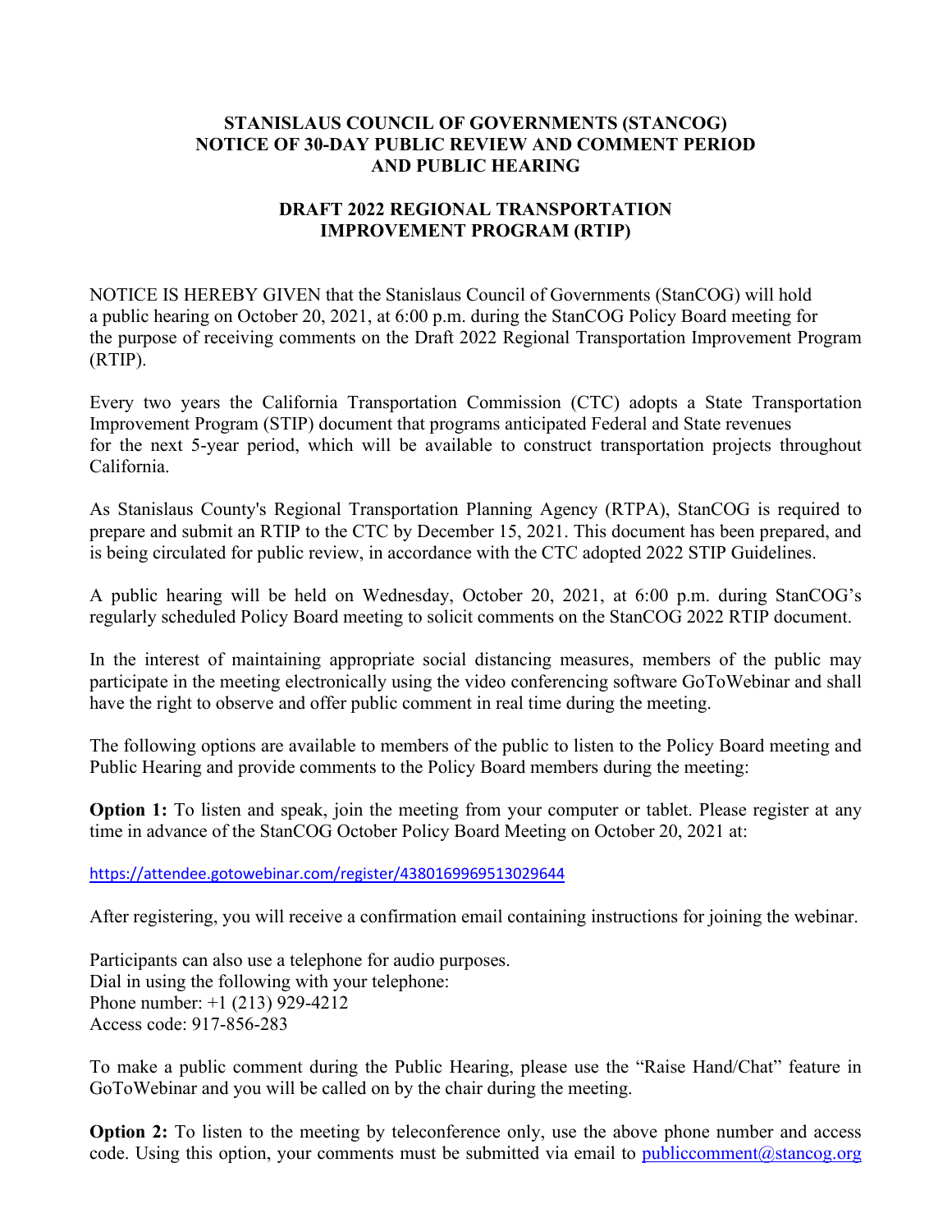# STANISLAUS COUNCIL OF GOVERNMENTS (STANCOG) NOTICE OF 30-DAY PUBLIC REVIEW AND COMMENT PERIOD AND PUBLIC HEARING

## DRAFT 2022 REGIONAL TRANSPORTATION IMPROVEMENT PROGRAM (RTIP)

NOTICE IS HEREBY GIVEN that the Stanislaus Council of Governments (StanCOG) will hold a public hearing on October 20, 2021, at 6:00 p.m. during the StanCOG Policy Board meeting for the purpose of receiving comments on the Draft 2022 Regional Transportation Improvement Program (RTIP).

Every two years the California Transportation Commission (CTC) adopts a State Transportation Improvement Program (STIP) document that programs anticipated Federal and State revenues for the next 5-year period, which will be available to construct transportation projects throughout California.

As Stanislaus County's Regional Transportation Planning Agency (RTPA), StanCOG is required to prepare and submit an RTIP to the CTC by December 15, 2021. This document has been prepared, and is being circulated for public review, in accordance with the CTC adopted 2022 STIP Guidelines.

A public hearing will be held on Wednesday, October 20, 2021, at 6:00 p.m. during StanCOG's regularly scheduled Policy Board meeting to solicit comments on the StanCOG 2022 RTIP document.

In the interest of maintaining appropriate social distancing measures, members of the public may participate in the meeting electronically using the video conferencing software GoToWebinar and shall have the right to observe and offer public comment in real time during the meeting.

The following options are available to members of the public to listen to the Policy Board meeting and Public Hearing and provide comments to the Policy Board members during the meeting:

**Option 1:** To listen and speak, join the meeting from your computer or tablet. Please register at any time in advance of the StanCOG October Policy Board Meeting on October 20, 2021 at:

https://attendee.gotowebinar.com/register/4380169969513029644

After registering, you will receive a confirmation email containing instructions for joining the webinar.

Participants can also use a telephone for audio purposes.
Dial in using the following with your telephone:
Phone number: +1 (213) 929-4212
Access code: 917-856-283

To make a public comment during the Public Hearing, please use the "Raise Hand/Chat" feature in GoToWebinar and you will be called on by the chair during the meeting.

**Option 2:** To listen to the meeting by teleconference only, use the above phone number and access code. Using this option, your comments must be submitted via email to publiccomment@stancog.org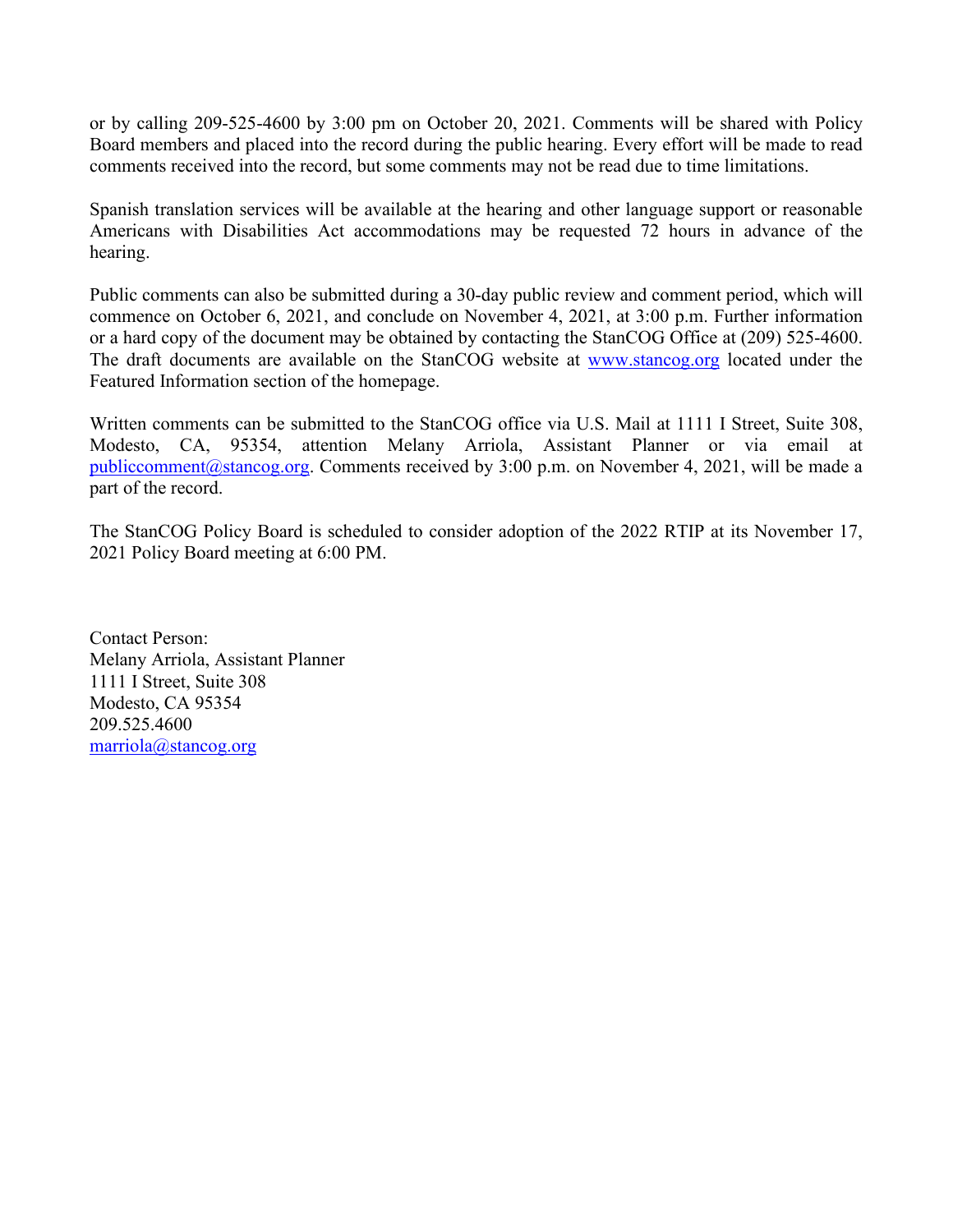or by calling 209-525-4600 by 3:00 pm on October 20, 2021. Comments will be shared with Policy Board members and placed into the record during the public hearing. Every effort will be made to read comments received into the record, but some comments may not be read due to time limitations.

Spanish translation services will be available at the hearing and other language support or reasonable Americans with Disabilities Act accommodations may be requested 72 hours in advance of the hearing.

Public comments can also be submitted during a 30-day public review and comment period, which will commence on October 6, 2021, and conclude on November 4, 2021, at 3:00 p.m. Further information or a hard copy of the document may be obtained by contacting the StanCOG Office at (209) 525-4600. The draft documents are available on the StanCOG website at [www.stancog.org](http://www.stancog.org) located under the Featured Information section of the homepage.

Written comments can be submitted to the StanCOG office via U.S. Mail at 1111 I Street, Suite 308, Modesto, CA, 95354, attention Melany Arriola, Assistant Planner or via email at [publiccomment@stancog.org](mailto:publiccomment@stancog.org). Comments received by 3:00 p.m. on November 4, 2021, will be made a part of the record.

The StanCOG Policy Board is scheduled to consider adoption of the 2022 RTIP at its November 17, 2021 Policy Board meeting at 6:00 PM.

Contact Person:  
Melany Arriola, Assistant Planner  
1111 I Street, Suite 308  
Modesto, CA 95354  
209.525.4600  
[marriola@stancog.org](mailto:marriola@stancog.org)